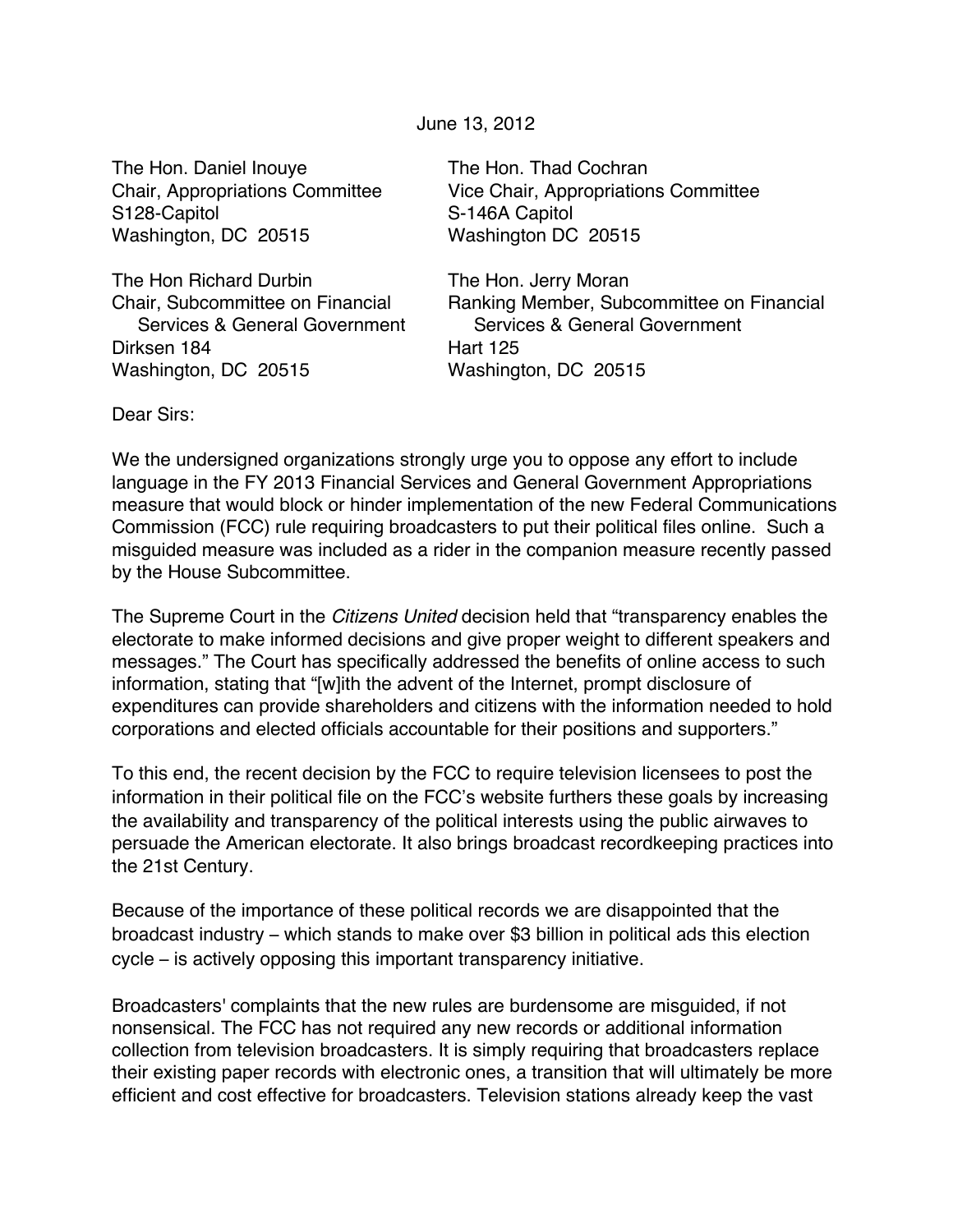June 13, 2012

The Hon. Daniel Inouye
Chair, Appropriations Committee
S128-Capitol
Washington, DC 20515

The Hon. Thad Cochran
Vice Chair, Appropriations Committee
S-146A Capitol
Washington DC 20515

The Hon Richard Durbin
Chair, Subcommittee on Financial Services & General Government
Dirksen 184
Washington, DC 20515

The Hon. Jerry Moran
Ranking Member, Subcommittee on Financial Services & General Government
Hart 125
Washington, DC 20515

Dear Sirs:

We the undersigned organizations strongly urge you to oppose any effort to include language in the FY 2013 Financial Services and General Government Appropriations measure that would block or hinder implementation of the new Federal Communications Commission (FCC) rule requiring broadcasters to put their political files online. Such a misguided measure was included as a rider in the companion measure recently passed by the House Subcommittee.

The Supreme Court in the *Citizens United* decision held that "transparency enables the electorate to make informed decisions and give proper weight to different speakers and messages." The Court has specifically addressed the benefits of online access to such information, stating that "[w]ith the advent of the Internet, prompt disclosure of expenditures can provide shareholders and citizens with the information needed to hold corporations and elected officials accountable for their positions and supporters."

To this end, the recent decision by the FCC to require television licensees to post the information in their political file on the FCC's website furthers these goals by increasing the availability and transparency of the political interests using the public airwaves to persuade the American electorate. It also brings broadcast recordkeeping practices into the 21st Century.

Because of the importance of these political records we are disappointed that the broadcast industry – which stands to make over $3 billion in political ads this election cycle – is actively opposing this important transparency initiative.

Broadcasters' complaints that the new rules are burdensome are misguided, if not nonsensical. The FCC has not required any new records or additional information collection from television broadcasters. It is simply requiring that broadcasters replace their existing paper records with electronic ones, a transition that will ultimately be more efficient and cost effective for broadcasters. Television stations already keep the vast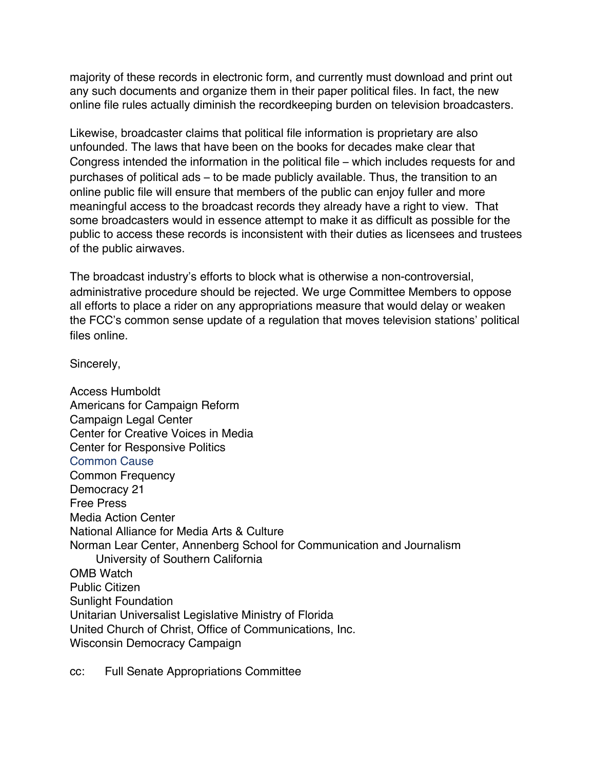majority of these records in electronic form, and currently must download and print out any such documents and organize them in their paper political files. In fact, the new online file rules actually diminish the recordkeeping burden on television broadcasters.

Likewise, broadcaster claims that political file information is proprietary are also unfounded. The laws that have been on the books for decades make clear that Congress intended the information in the political file – which includes requests for and purchases of political ads – to be made publicly available. Thus, the transition to an online public file will ensure that members of the public can enjoy fuller and more meaningful access to the broadcast records they already have a right to view. That some broadcasters would in essence attempt to make it as difficult as possible for the public to access these records is inconsistent with their duties as licensees and trustees of the public airwaves.

The broadcast industry's efforts to block what is otherwise a non-controversial, administrative procedure should be rejected. We urge Committee Members to oppose all efforts to place a rider on any appropriations measure that would delay or weaken the FCC's common sense update of a regulation that moves television stations' political files online.

Sincerely,

Access Humboldt
Americans for Campaign Reform
Campaign Legal Center
Center for Creative Voices in Media
Center for Responsive Politics
Common Cause
Common Frequency
Democracy 21
Free Press
Media Action Center
National Alliance for Media Arts & Culture
Norman Lear Center, Annenberg School for Communication and Journalism
University of Southern California
OMB Watch
Public Citizen
Sunlight Foundation
Unitarian Universalist Legislative Ministry of Florida
United Church of Christ, Office of Communications, Inc.
Wisconsin Democracy Campaign

cc: Full Senate Appropriations Committee